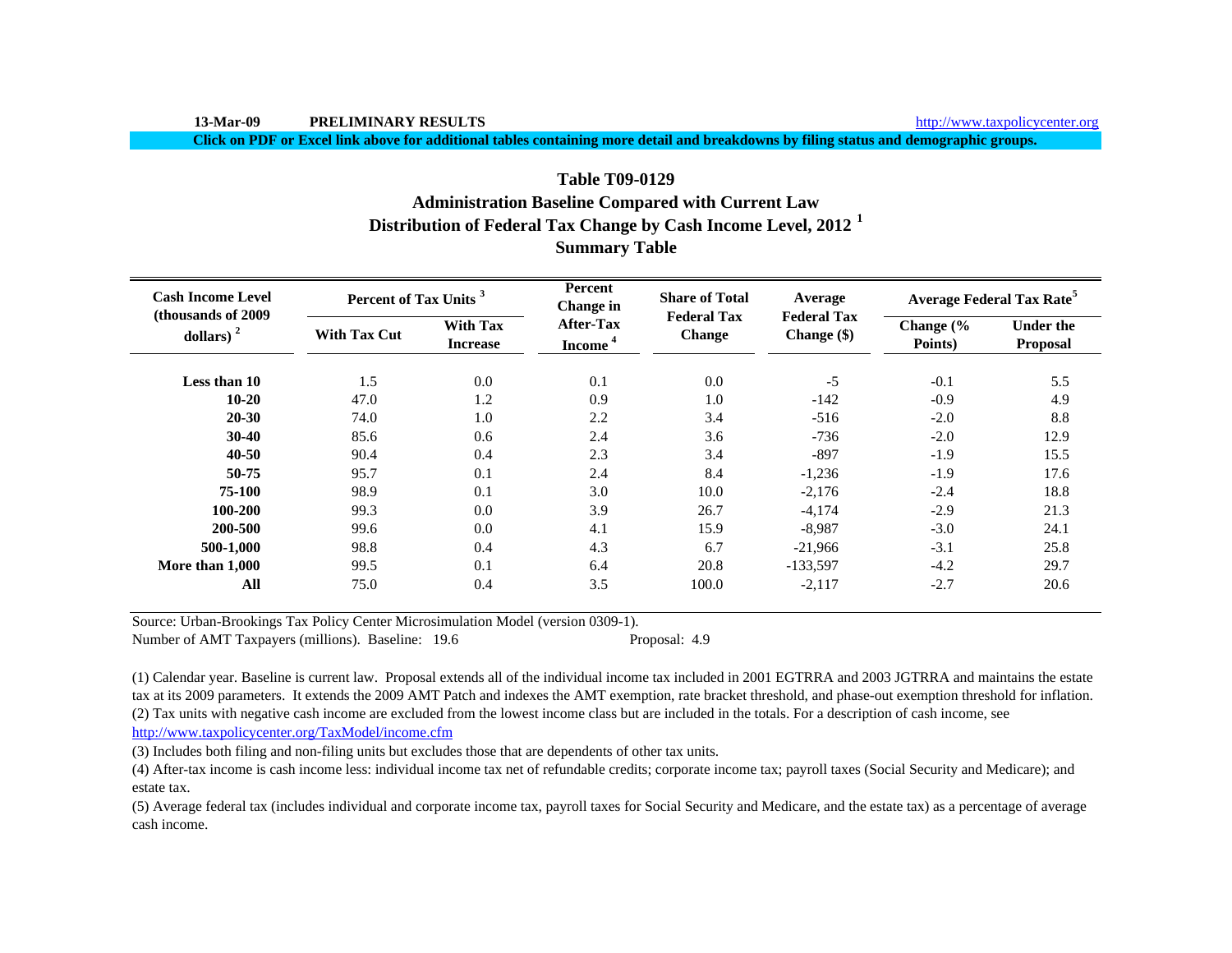13-Mar-09 **PRELIMINARY RESULTS** http://www.taxpolicycenter.org

**Click on PDF or Excel link above for additional tables containing more detail and breakdowns by filing status and demographic groups.**

## Table T09-0129
## Administration Baseline Compared with Current Law
## Distribution of Federal Tax Change by Cash Income Level, 2012 [1]
## Summary Table

| Cash Income Level (thousands of 2009 dollars) [2] | Percent of Tax Units [3] | | Percent Change in After-Tax Income [4] | Share of Total Federal Tax Change | Average Federal Tax Change ($) | Average Federal Tax Rate[5] | |
|---|---|---|---|---|---|---|---|
| | With Tax Cut | With Tax Increase | | | | Change (% Points) | Under the Proposal |
| **Less than 10** | 1.5 | 0.0 | 0.1 | 0.0 | -5 | -0.1 | 5.5 |
| **10-20** | 47.0 | 1.2 | 0.9 | 1.0 | -142 | -0.9 | 4.9 |
| **20-30** | 74.0 | 1.0 | 2.2 | 3.4 | -516 | -2.0 | 8.8 |
| **30-40** | 85.6 | 0.6 | 2.4 | 3.6 | -736 | -2.0 | 12.9 |
| **40-50** | 90.4 | 0.4 | 2.3 | 3.4 | -897 | -1.9 | 15.5 |
| **50-75** | 95.7 | 0.1 | 2.4 | 8.4 | -1,236 | -1.9 | 17.6 |
| **75-100** | 98.9 | 0.1 | 3.0 | 10.0 | -2,176 | -2.4 | 18.8 |
| **100-200** | 99.3 | 0.0 | 3.9 | 26.7 | -4,174 | -2.9 | 21.3 |
| **200-500** | 99.6 | 0.0 | 4.1 | 15.9 | -8,987 | -3.0 | 24.1 |
| **500-1,000** | 98.8 | 0.4 | 4.3 | 6.7 | -21,966 | -3.1 | 25.8 |
| **More than 1,000** | 99.5 | 0.1 | 6.4 | 20.8 | -133,597 | -4.2 | 29.7 |
| **All** | 75.0 | 0.4 | 3.5 | 100.0 | -2,117 | -2.7 | 20.6 |

Source: Urban-Brookings Tax Policy Center Microsimulation Model (version 0309-1).

Number of AMT Taxpayers (millions). Baseline: 19.6 Proposal: 4.9

(1) Calendar year. Baseline is current law. Proposal extends all of the individual income tax included in 2001 EGTRRA and 2003 JGTRRA and maintains the estate tax at its 2009 parameters. It extends the 2009 AMT Patch and indexes the AMT exemption, rate bracket threshold, and phase-out exemption threshold for inflation.

(2) Tax units with negative cash income are excluded from the lowest income class but are included in the totals. For a description of cash income, see http://www.taxpolicycenter.org/TaxModel/income.cfm

(3) Includes both filing and non-filing units but excludes those that are dependents of other tax units.

(4) After-tax income is cash income less: individual income tax net of refundable credits; corporate income tax; payroll taxes (Social Security and Medicare); and estate tax.

(5) Average federal tax (includes individual and corporate income tax, payroll taxes for Social Security and Medicare, and the estate tax) as a percentage of average cash income.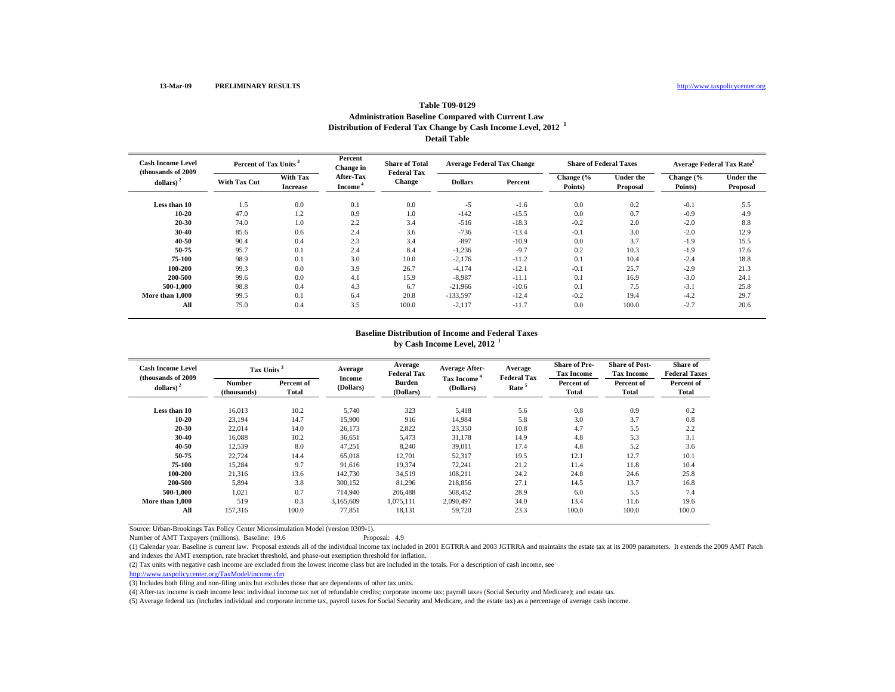13-Mar-09 **PRELIMINARY RESULTS** http://www.taxpolicycenter.org

### Table T09-0129
### Administration Baseline Compared with Current Law
### Distribution of Federal Tax Change by Cash Income Level, 2012 [1]
### Detail Table

| Cash Income Level (thousands of 2009 dollars) [2] | Percent of Tax Units [3] | | Percent Change in After-Tax Income [4] | Share of Total Federal Tax Change | Average Federal Tax Change | | Share of Federal Taxes | | Average Federal Tax Rate [5] | |
|---|---|---|---|---|---|---|---|---|---|---|
| | With Tax Cut | With Tax Increase | | | Dollars | Percent | Change (% Points) | Under the Proposal | Change (% Points) | Under the Proposal |
| Less than 10 | 1.5 | 0.0 | 0.1 | 0.0 | -5 | -1.6 | 0.0 | 0.2 | -0.1 | 5.5 |
| 10-20 | 47.0 | 1.2 | 0.9 | 1.0 | -142 | -15.5 | 0.0 | 0.7 | -0.9 | 4.9 |
| 20-30 | 74.0 | 1.0 | 2.2 | 3.4 | -516 | -18.3 | -0.2 | 2.0 | -2.0 | 8.8 |
| 30-40 | 85.6 | 0.6 | 2.4 | 3.6 | -736 | -13.4 | -0.1 | 3.0 | -2.0 | 12.9 |
| 40-50 | 90.4 | 0.4 | 2.3 | 3.4 | -897 | -10.9 | 0.0 | 3.7 | -1.9 | 15.5 |
| 50-75 | 95.7 | 0.1 | 2.4 | 8.4 | -1,236 | -9.7 | 0.2 | 10.3 | -1.9 | 17.6 |
| 75-100 | 98.9 | 0.1 | 3.0 | 10.0 | -2,176 | -11.2 | 0.1 | 10.4 | -2.4 | 18.8 |
| 100-200 | 99.3 | 0.0 | 3.9 | 26.7 | -4,174 | -12.1 | -0.1 | 25.7 | -2.9 | 21.3 |
| 200-500 | 99.6 | 0.0 | 4.1 | 15.9 | -8,987 | -11.1 | 0.1 | 16.9 | -3.0 | 24.1 |
| 500-1,000 | 98.8 | 0.4 | 4.3 | 6.7 | -21,966 | -10.6 | 0.1 | 7.5 | -3.1 | 25.8 |
| More than 1,000 | 99.5 | 0.1 | 6.4 | 20.8 | -133,597 | -12.4 | -0.2 | 19.4 | -4.2 | 29.7 |
| All | 75.0 | 0.4 | 3.5 | 100.0 | -2,117 | -11.7 | 0.0 | 100.0 | -2.7 | 20.6 |

### Baseline Distribution of Income and Federal Taxes by Cash Income Level, 2012 [1]

| Cash Income Level (thousands of 2009 dollars) [2] | Tax Units [3] | | Average Income (Dollars) | Average Federal Tax Burden (Dollars) | Average After-Tax Income [4] (Dollars) | Average Federal Tax Rate [5] | Share of Pre-Tax Income | Share of Post-Tax Income | Share of Federal Taxes |
|---|---|---|---|---|---|---|---|---|---|
| | Number (thousands) | Percent of Total | | | | | Percent of Total | Percent of Total | Percent of Total |
| Less than 10 | 16,013 | 10.2 | 5,740 | 323 | 5,418 | 5.6 | 0.8 | 0.9 | 0.2 |
| 10-20 | 23,194 | 14.7 | 15,900 | 916 | 14,984 | 5.8 | 3.0 | 3.7 | 0.8 |
| 20-30 | 22,014 | 14.0 | 26,173 | 2,822 | 23,350 | 10.8 | 4.7 | 5.5 | 2.2 |
| 30-40 | 16,088 | 10.2 | 36,651 | 5,473 | 31,178 | 14.9 | 4.8 | 5.3 | 3.1 |
| 40-50 | 12,539 | 8.0 | 47,251 | 8,240 | 39,011 | 17.4 | 4.8 | 5.2 | 3.6 |
| 50-75 | 22,724 | 14.4 | 65,018 | 12,701 | 52,317 | 19.5 | 12.1 | 12.7 | 10.1 |
| 75-100 | 15,284 | 9.7 | 91,616 | 19,374 | 72,241 | 21.2 | 11.4 | 11.8 | 10.4 |
| 100-200 | 21,316 | 13.6 | 142,730 | 34,519 | 108,211 | 24.2 | 24.8 | 24.6 | 25.8 |
| 200-500 | 5,894 | 3.8 | 300,152 | 81,296 | 218,856 | 27.1 | 14.5 | 13.7 | 16.8 |
| 500-1,000 | 1,021 | 0.7 | 714,940 | 206,488 | 508,452 | 28.9 | 6.0 | 5.5 | 7.4 |
| More than 1,000 | 519 | 0.3 | 3,165,609 | 1,075,111 | 2,090,497 | 34.0 | 13.4 | 11.6 | 19.6 |
| All | 157,316 | 100.0 | 77,851 | 18,131 | 59,720 | 23.3 | 100.0 | 100.0 | 100.0 |

Source: Urban-Brookings Tax Policy Center Microsimulation Model (version 0309-1).

Number of AMT Taxpayers (millions). Baseline: 19.6 Proposal: 4.9

(1) Calendar year. Baseline is current law. Proposal extends all of the individual income tax included in 2001 EGTRRA and 2003 JGTRRA and maintains the estate tax at its 2009 parameters. It extends the 2009 AMT Patch and indexes the AMT exemption, rate bracket threshold, and phase-out exemption threshold for inflation.

(2) Tax units with negative cash income are excluded from the lowest income class but are included in the totals. For a description of cash income, see http://www.taxpolicycenter.org/TaxModel/income.cfm

(3) Includes both filing and non-filing units but excludes those that are dependents of other tax units.

(4) After-tax income is cash income less: individual income tax net of refundable credits; corporate income tax; payroll taxes (Social Security and Medicare); and estate tax.

(5) Average federal tax (includes individual and corporate income tax, payroll taxes for Social Security and Medicare, and the estate tax) as a percentage of average cash income.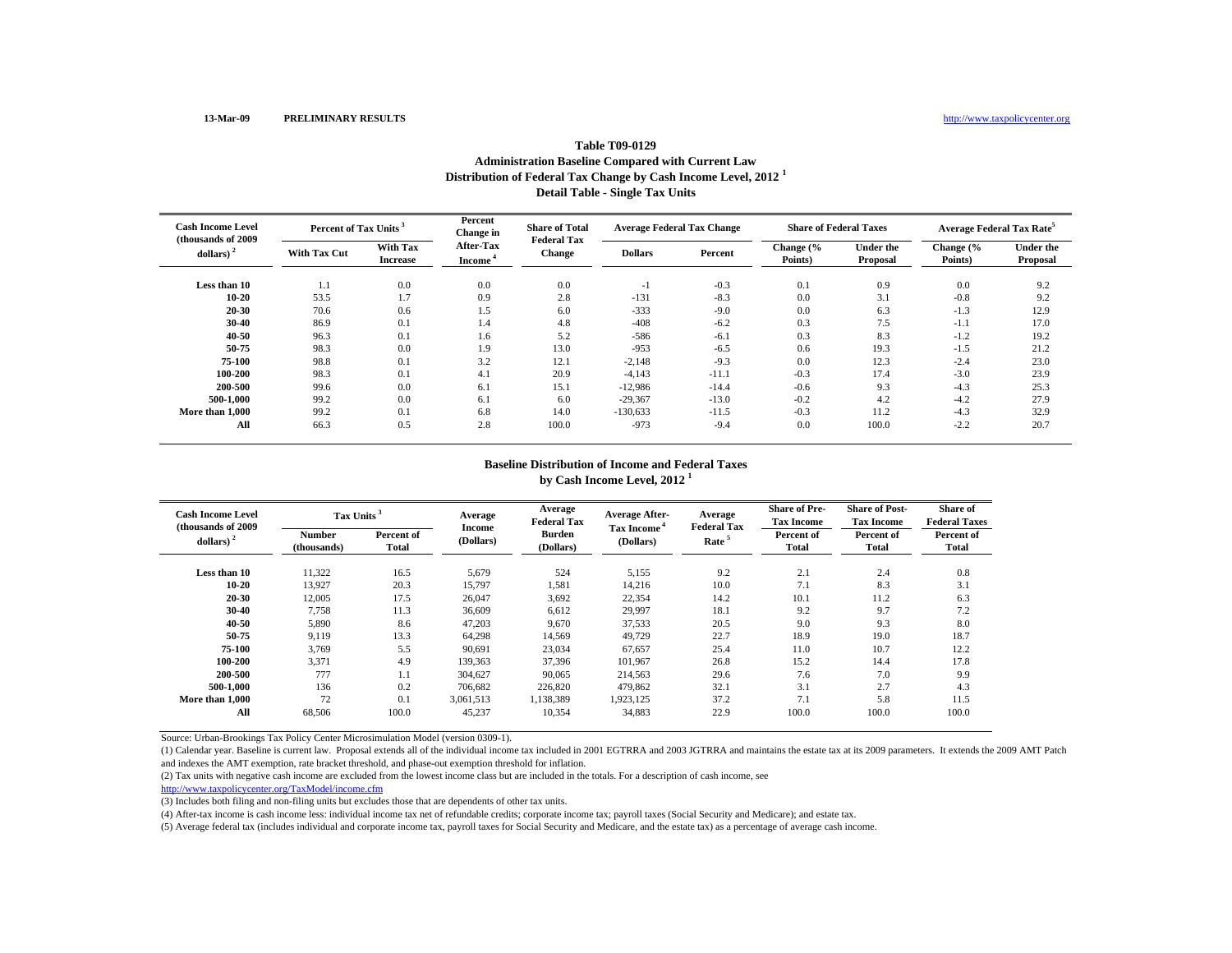13-Mar-09 PRELIMINARY RESULTS http://www.taxpolicycenter.org

# Table T09-0129
## Administration Baseline Compared with Current Law
## Distribution of Federal Tax Change by Cash Income Level, 2012 [1]
## Detail Table - Single Tax Units

| Cash Income Level (thousands of 2009 dollars) [2] | Percent of Tax Units [3] | | Percent Change in After-Tax Income [4] | Share of Total Federal Tax Change | Average Federal Tax Change | | Share of Federal Taxes | | Average Federal Tax Rate[5] | |
|---|---|---|---|---|---|---|---|---|---|---|
| | With Tax Cut | With Tax Increase | | | Dollars | Percent | Change (% Points) | Under the Proposal | Change (% Points) | Under the Proposal |
| Less than 10 | 1.1 | 0.0 | 0.0 | 0.0 | -1 | -0.3 | 0.1 | 0.9 | 0.0 | 9.2 |
| 10-20 | 53.5 | 1.7 | 0.9 | 2.8 | -131 | -8.3 | 0.0 | 3.1 | -0.8 | 9.2 |
| 20-30 | 70.6 | 0.6 | 1.5 | 6.0 | -333 | -9.0 | 0.0 | 6.3 | -1.3 | 12.9 |
| 30-40 | 86.9 | 0.1 | 1.4 | 4.8 | -408 | -6.2 | 0.3 | 7.5 | -1.1 | 17.0 |
| 40-50 | 96.3 | 0.1 | 1.6 | 5.2 | -586 | -6.1 | 0.3 | 8.3 | -1.2 | 19.2 |
| 50-75 | 98.3 | 0.0 | 1.9 | 13.0 | -953 | -6.5 | 0.6 | 19.3 | -1.5 | 21.2 |
| 75-100 | 98.8 | 0.1 | 3.2 | 12.1 | -2,148 | -9.3 | 0.0 | 12.3 | -2.4 | 23.0 |
| 100-200 | 98.3 | 0.1 | 4.1 | 20.9 | -4,143 | -11.1 | -0.3 | 17.4 | -3.0 | 23.9 |
| 200-500 | 99.6 | 0.0 | 6.1 | 15.1 | -12,986 | -14.4 | -0.6 | 9.3 | -4.3 | 25.3 |
| 500-1,000 | 99.2 | 0.0 | 6.1 | 6.0 | -29,367 | -13.0 | -0.2 | 4.2 | -4.2 | 27.9 |
| More than 1,000 | 99.2 | 0.1 | 6.8 | 14.0 | -130,633 | -11.5 | -0.3 | 11.2 | -4.3 | 32.9 |
| All | 66.3 | 0.5 | 2.8 | 100.0 | -973 | -9.4 | 0.0 | 100.0 | -2.2 | 20.7 |

## Baseline Distribution of Income and Federal Taxes by Cash Income Level, 2012 [1]

| Cash Income Level (thousands of 2009 dollars) [2] | Tax Units [3] | | Average Income (Dollars) | Average Federal Tax Burden (Dollars) | Average After-Tax Income [4] (Dollars) | Average Federal Tax Rate [5] | Share of Pre-Tax Income | Share of Post-Tax Income | Share of Federal Taxes |
|---|---|---|---|---|---|---|---|---|---|
| | Number (thousands) | Percent of Total | | | | | Percent of Total | Percent of Total | Percent of Total |
| Less than 10 | 11,322 | 16.5 | 5,679 | 524 | 5,155 | 9.2 | 2.1 | 2.4 | 0.8 |
| 10-20 | 13,927 | 20.3 | 15,797 | 1,581 | 14,216 | 10.0 | 7.1 | 8.3 | 3.1 |
| 20-30 | 12,005 | 17.5 | 26,047 | 3,692 | 22,354 | 14.2 | 10.1 | 11.2 | 6.3 |
| 30-40 | 7,758 | 11.3 | 36,609 | 6,612 | 29,997 | 18.1 | 9.2 | 9.7 | 7.2 |
| 40-50 | 5,890 | 8.6 | 47,203 | 9,670 | 37,533 | 20.5 | 9.0 | 9.3 | 8.0 |
| 50-75 | 9,119 | 13.3 | 64,298 | 14,569 | 49,729 | 22.7 | 18.9 | 19.0 | 18.7 |
| 75-100 | 3,769 | 5.5 | 90,691 | 23,034 | 67,657 | 25.4 | 11.0 | 10.7 | 12.2 |
| 100-200 | 3,371 | 4.9 | 139,363 | 37,396 | 101,967 | 26.8 | 15.2 | 14.4 | 17.8 |
| 200-500 | 777 | 1.1 | 304,627 | 90,065 | 214,563 | 29.6 | 7.6 | 7.0 | 9.9 |
| 500-1,000 | 136 | 0.2 | 706,682 | 226,820 | 479,862 | 32.1 | 3.1 | 2.7 | 4.3 |
| More than 1,000 | 72 | 0.1 | 3,061,513 | 1,138,389 | 1,923,125 | 37.2 | 7.1 | 5.8 | 11.5 |
| All | 68,506 | 100.0 | 45,237 | 10,354 | 34,883 | 22.9 | 100.0 | 100.0 | 100.0 |

Source: Urban-Brookings Tax Policy Center Microsimulation Model (version 0309-1).

(1) Calendar year. Baseline is current law. Proposal extends all of the individual income tax included in 2001 EGTRRA and 2003 JGTRRA and maintains the estate tax at its 2009 parameters. It extends the 2009 AMT Patch and indexes the AMT exemption, rate bracket threshold, and phase-out exemption threshold for inflation.

(2) Tax units with negative cash income are excluded from the lowest income class but are included in the totals. For a description of cash income, see http://www.taxpolicycenter.org/TaxModel/income.cfm

(3) Includes both filing and non-filing units but excludes those that are dependents of other tax units.

(4) After-tax income is cash income less: individual income tax net of refundable credits; corporate income tax; payroll taxes (Social Security and Medicare); and estate tax.

(5) Average federal tax (includes individual and corporate income tax, payroll taxes for Social Security and Medicare, and the estate tax) as a percentage of average cash income.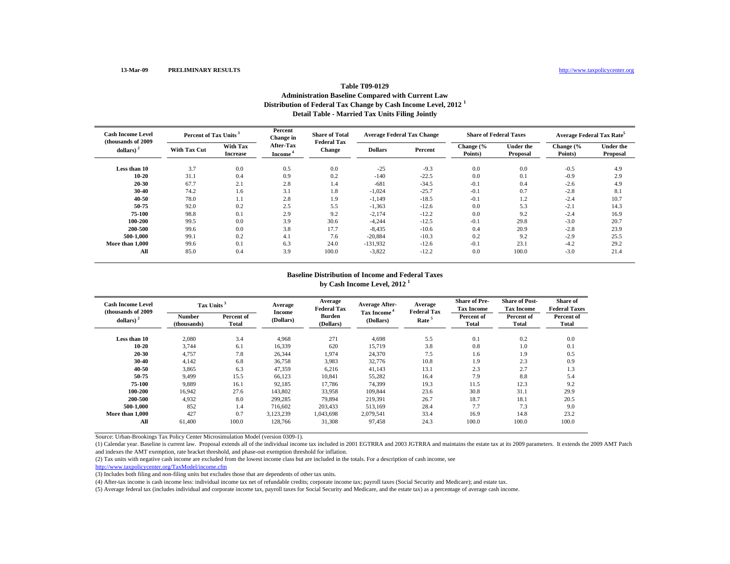13-Mar-09 **PRELIMINARY RESULTS** http://www.taxpolicycenter.org

## Table T09-0129
## Administration Baseline Compared with Current Law
## Distribution of Federal Tax Change by Cash Income Level, 2012 [1]
## Detail Table - Married Tax Units Filing Jointly

| Cash Income Level (thousands of 2009 dollars) [2] | Percent of Tax Units [3] | | Percent Change in After-Tax Income [4] | Share of Total Federal Tax Change | Average Federal Tax Change | | Share of Federal Taxes | | Average Federal Tax Rate[5] | |
|---|---|---|---|---|---|---|---|---|---|---|
| | With Tax Cut | With Tax Increase | | | Dollars | Percent | Change (% Points) | Under the Proposal | Change (% Points) | Under the Proposal |
| Less than 10 | 3.7 | 0.0 | 0.5 | 0.0 | -25 | -9.3 | 0.0 | 0.0 | -0.5 | 4.9 |
| 10-20 | 31.1 | 0.4 | 0.9 | 0.2 | -140 | -22.5 | 0.0 | 0.1 | -0.9 | 2.9 |
| 20-30 | 67.7 | 2.1 | 2.8 | 1.4 | -681 | -34.5 | -0.1 | 0.4 | -2.6 | 4.9 |
| 30-40 | 74.2 | 1.6 | 3.1 | 1.8 | -1,024 | -25.7 | -0.1 | 0.7 | -2.8 | 8.1 |
| 40-50 | 78.0 | 1.1 | 2.8 | 1.9 | -1,149 | -18.5 | -0.1 | 1.2 | -2.4 | 10.7 |
| 50-75 | 92.0 | 0.2 | 2.5 | 5.5 | -1,363 | -12.6 | 0.0 | 5.3 | -2.1 | 14.3 |
| 75-100 | 98.8 | 0.1 | 2.9 | 9.2 | -2,174 | -12.2 | 0.0 | 9.2 | -2.4 | 16.9 |
| 100-200 | 99.5 | 0.0 | 3.9 | 30.6 | -4,244 | -12.5 | -0.1 | 29.8 | -3.0 | 20.7 |
| 200-500 | 99.6 | 0.0 | 3.8 | 17.7 | -8,435 | -10.6 | 0.4 | 20.9 | -2.8 | 23.9 |
| 500-1,000 | 99.1 | 0.2 | 4.1 | 7.6 | -20,884 | -10.3 | 0.2 | 9.2 | -2.9 | 25.5 |
| More than 1,000 | 99.6 | 0.1 | 6.3 | 24.0 | -131,932 | -12.6 | -0.1 | 23.1 | -4.2 | 29.2 |
| All | 85.0 | 0.4 | 3.9 | 100.0 | -3,822 | -12.2 | 0.0 | 100.0 | -3.0 | 21.4 |

### Baseline Distribution of Income and Federal Taxes by Cash Income Level, 2012 [1]

| Cash Income Level (thousands of 2009 dollars) [2] | Tax Units [3] | | Average Income (Dollars) | Average Federal Tax Burden (Dollars) | Average After-Tax Income [4] (Dollars) | Average Federal Tax Rate [5] | Share of Pre-Tax Income | Share of Post-Tax Income | Share of Federal Taxes |
|---|---|---|---|---|---|---|---|---|---|
| | Number (thousands) | Percent of Total | | | | | Percent of Total | Percent of Total | Percent of Total |
| Less than 10 | 2,080 | 3.4 | 4,968 | 271 | 4,698 | 5.5 | 0.1 | 0.2 | 0.0 |
| 10-20 | 3,744 | 6.1 | 16,339 | 620 | 15,719 | 3.8 | 0.8 | 1.0 | 0.1 |
| 20-30 | 4,757 | 7.8 | 26,344 | 1,974 | 24,370 | 7.5 | 1.6 | 1.9 | 0.5 |
| 30-40 | 4,142 | 6.8 | 36,758 | 3,983 | 32,776 | 10.8 | 1.9 | 2.3 | 0.9 |
| 40-50 | 3,865 | 6.3 | 47,359 | 6,216 | 41,143 | 13.1 | 2.3 | 2.7 | 1.3 |
| 50-75 | 9,499 | 15.5 | 66,123 | 10,841 | 55,282 | 16.4 | 7.9 | 8.8 | 5.4 |
| 75-100 | 9,889 | 16.1 | 92,185 | 17,786 | 74,399 | 19.3 | 11.5 | 12.3 | 9.2 |
| 100-200 | 16,942 | 27.6 | 143,802 | 33,958 | 109,844 | 23.6 | 30.8 | 31.1 | 29.9 |
| 200-500 | 4,932 | 8.0 | 299,285 | 79,894 | 219,391 | 26.7 | 18.7 | 18.1 | 20.5 |
| 500-1,000 | 852 | 1.4 | 716,602 | 203,433 | 513,169 | 28.4 | 7.7 | 7.3 | 9.0 |
| More than 1,000 | 427 | 0.7 | 3,123,239 | 1,043,698 | 2,079,541 | 33.4 | 16.9 | 14.8 | 23.2 |
| All | 61,400 | 100.0 | 128,766 | 31,308 | 97,458 | 24.3 | 100.0 | 100.0 | 100.0 |

Source: Urban-Brookings Tax Policy Center Microsimulation Model (version 0309-1).

(1) Calendar year. Baseline is current law. Proposal extends all of the individual income tax included in 2001 EGTRRA and 2003 JGTRRA and maintains the estate tax at its 2009 parameters. It extends the 2009 AMT Patch and indexes the AMT exemption, rate bracket threshold, and phase-out exemption threshold for inflation.

(2) Tax units with negative cash income are excluded from the lowest income class but are included in the totals. For a description of cash income, see http://www.taxpolicycenter.org/TaxModel/income.cfm

(3) Includes both filing and non-filing units but excludes those that are dependents of other tax units.

(4) After-tax income is cash income less: individual income tax net of refundable credits; corporate income tax; payroll taxes (Social Security and Medicare); and estate tax.

(5) Average federal tax (includes individual and corporate income tax, payroll taxes for Social Security and Medicare, and the estate tax) as a percentage of average cash income.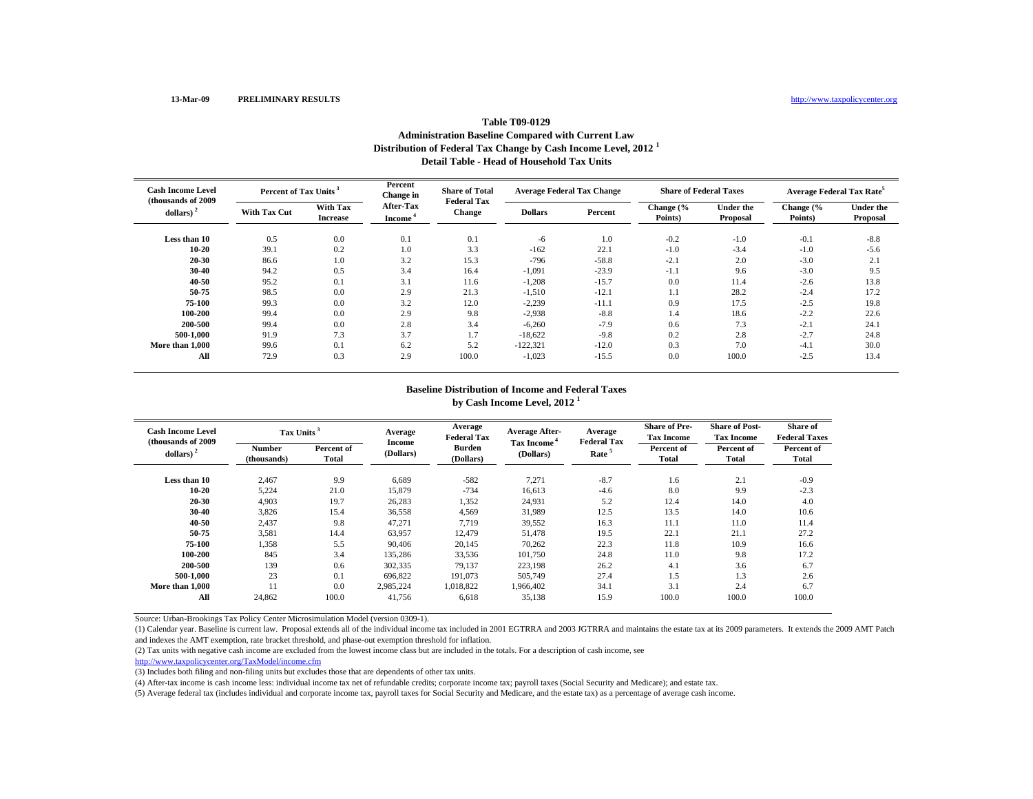13-Mar-09 **PRELIMINARY RESULTS** http://www.taxpolicycenter.org

## Table T09-0129
### Administration Baseline Compared with Current Law
### Distribution of Federal Tax Change by Cash Income Level, 2012 [1]
### Detail Table - Head of Household Tax Units

| Cash Income Level (thousands of 2009 dollars) [2] | Percent of Tax Units [3] | | Percent Change in After-Tax Income [4] | Share of Total Federal Tax Change | Average Federal Tax Change | | Share of Federal Taxes | | Average Federal Tax Rate[5] | |
|---|---|---|---|---|---|---|---|---|---|---|
| | With Tax Cut | With Tax Increase | | | Dollars | Percent | Change (% Points) | Under the Proposal | Change (% Points) | Under the Proposal |
| **Less than 10** | 0.5 | 0.0 | 0.1 | 0.1 | -6 | 1.0 | -0.2 | -1.0 | -0.1 | -8.8 |
| **10-20** | 39.1 | 0.2 | 1.0 | 3.3 | -162 | 22.1 | -1.0 | -3.4 | -1.0 | -5.6 |
| **20-30** | 86.6 | 1.0 | 3.2 | 15.3 | -796 | -58.8 | -2.1 | 2.0 | -3.0 | 2.1 |
| **30-40** | 94.2 | 0.5 | 3.4 | 16.4 | -1,091 | -23.9 | -1.1 | 9.6 | -3.0 | 9.5 |
| **40-50** | 95.2 | 0.1 | 3.1 | 11.6 | -1,208 | -15.7 | 0.0 | 11.4 | -2.6 | 13.8 |
| **50-75** | 98.5 | 0.0 | 2.9 | 21.3 | -1,510 | -12.1 | 1.1 | 28.2 | -2.4 | 17.2 |
| **75-100** | 99.3 | 0.0 | 3.2 | 12.0 | -2,239 | -11.1 | 0.9 | 17.5 | -2.5 | 19.8 |
| **100-200** | 99.4 | 0.0 | 2.9 | 9.8 | -2,938 | -8.8 | 1.4 | 18.6 | -2.2 | 22.6 |
| **200-500** | 99.4 | 0.0 | 2.8 | 3.4 | -6,260 | -7.9 | 0.6 | 7.3 | -2.1 | 24.1 |
| **500-1,000** | 91.9 | 7.3 | 3.7 | 1.7 | -18,622 | -9.8 | 0.2 | 2.8 | -2.7 | 24.8 |
| **More than 1,000** | 99.6 | 0.1 | 6.2 | 5.2 | -122,321 | -12.0 | 0.3 | 7.0 | -4.1 | 30.0 |
| **All** | 72.9 | 0.3 | 2.9 | 100.0 | -1,023 | -15.5 | 0.0 | 100.0 | -2.5 | 13.4 |

### Baseline Distribution of Income and Federal Taxes by Cash Income Level, 2012 [1]

| Cash Income Level (thousands of 2009 dollars) [2] | Tax Units [3] | | Average Income (Dollars) | Average Federal Tax Burden (Dollars) | Average After-Tax Income [4] (Dollars) | Average Federal Tax Rate [5] | Share of Pre-Tax Income | Share of Post-Tax Income | Share of Federal Taxes |
|---|---|---|---|---|---|---|---|---|---|
| | Number (thousands) | Percent of Total | | | | | Percent of Total | Percent of Total | Percent of Total |
| **Less than 10** | 2,467 | 9.9 | 6,689 | -582 | 7,271 | -8.7 | 1.6 | 2.1 | -0.9 |
| **10-20** | 5,224 | 21.0 | 15,879 | -734 | 16,613 | -4.6 | 8.0 | 9.9 | -2.3 |
| **20-30** | 4,903 | 19.7 | 26,283 | 1,352 | 24,931 | 5.2 | 12.4 | 14.0 | 4.0 |
| **30-40** | 3,826 | 15.4 | 36,558 | 4,569 | 31,989 | 12.5 | 13.5 | 14.0 | 10.6 |
| **40-50** | 2,437 | 9.8 | 47,271 | 7,719 | 39,552 | 16.3 | 11.1 | 11.0 | 11.4 |
| **50-75** | 3,581 | 14.4 | 63,957 | 12,479 | 51,478 | 19.5 | 22.1 | 21.1 | 27.2 |
| **75-100** | 1,358 | 5.5 | 90,406 | 20,145 | 70,262 | 22.3 | 11.8 | 10.9 | 16.6 |
| **100-200** | 845 | 3.4 | 135,286 | 33,536 | 101,750 | 24.8 | 11.0 | 9.8 | 17.2 |
| **200-500** | 139 | 0.6 | 302,335 | 79,137 | 223,198 | 26.2 | 4.1 | 3.6 | 6.7 |
| **500-1,000** | 23 | 0.1 | 696,822 | 191,073 | 505,749 | 27.4 | 1.5 | 1.3 | 2.6 |
| **More than 1,000** | 11 | 0.0 | 2,985,224 | 1,018,822 | 1,966,402 | 34.1 | 3.1 | 2.4 | 6.7 |
| **All** | 24,862 | 100.0 | 41,756 | 6,618 | 35,138 | 15.9 | 100.0 | 100.0 | 100.0 |

Source: Urban-Brookings Tax Policy Center Microsimulation Model (version 0309-1).

(1) Calendar year. Baseline is current law. Proposal extends all of the individual income tax included in 2001 EGTRRA and 2003 JGTRRA and maintains the estate tax at its 2009 parameters. It extends the 2009 AMT Patch and indexes the AMT exemption, rate bracket threshold, and phase-out exemption threshold for inflation.

(2) Tax units with negative cash income are excluded from the lowest income class but are included in the totals. For a description of cash income, see http://www.taxpolicycenter.org/TaxModel/income.cfm

(3) Includes both filing and non-filing units but excludes those that are dependents of other tax units.

(4) After-tax income is cash income less: individual income tax net of refundable credits; corporate income tax; payroll taxes (Social Security and Medicare); and estate tax.

(5) Average federal tax (includes individual and corporate income tax, payroll taxes for Social Security and Medicare, and the estate tax) as a percentage of average cash income.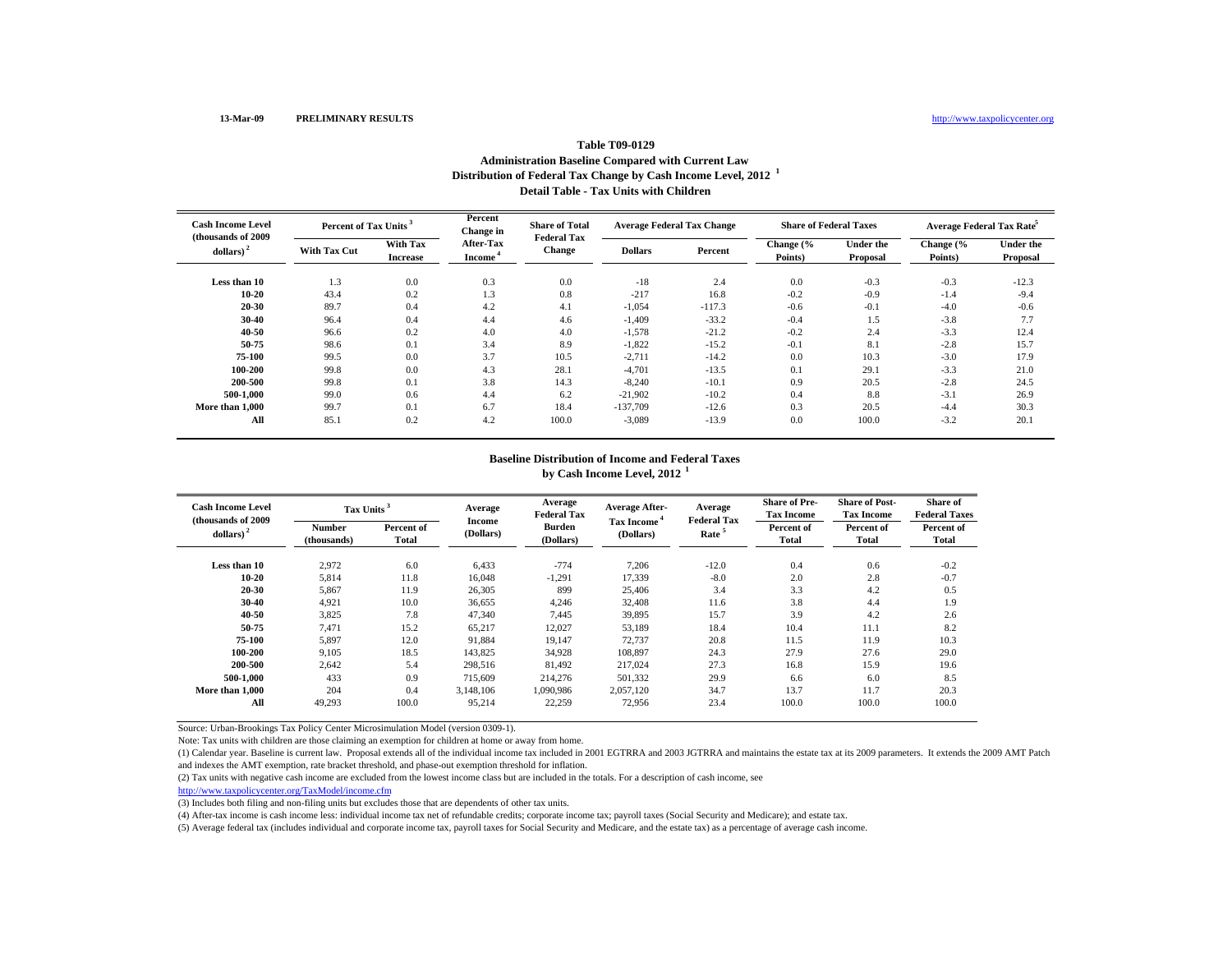13-Mar-09 PRELIMINARY RESULTS http://www.taxpolicycenter.org

**Table T09-0129**

**Administration Baseline Compared with Current Law**

**Distribution of Federal Tax Change by Cash Income Level, 2012 [1]**

**Detail Table - Tax Units with Children**

| Cash Income Level (thousands of 2009 dollars) [2] | Percent of Tax Units [3] | | Percent Change in After-Tax Income [4] | Share of Total Federal Tax Change | Average Federal Tax Change | | Share of Federal Taxes | | Average Federal Tax Rate[5] | |
|---|---|---|---|---|---|---|---|---|---|---|
| | With Tax Cut | With Tax Increase | | | Dollars | Percent | Change (% Points) | Under the Proposal | Change (% Points) | Under the Proposal |
| Less than 10 | 1.3 | 0.0 | 0.3 | 0.0 | -18 | 2.4 | 0.0 | -0.3 | -0.3 | -12.3 |
| 10-20 | 43.4 | 0.2 | 1.3 | 0.8 | -217 | 16.8 | -0.2 | -0.9 | -1.4 | -9.4 |
| 20-30 | 89.7 | 0.4 | 4.2 | 4.1 | -1,054 | -117.3 | -0.6 | -0.1 | -4.0 | -0.6 |
| 30-40 | 96.4 | 0.4 | 4.4 | 4.6 | -1,409 | -33.2 | -0.4 | 1.5 | -3.8 | 7.7 |
| 40-50 | 96.6 | 0.2 | 4.0 | 4.0 | -1,578 | -21.2 | -0.2 | 2.4 | -3.3 | 12.4 |
| 50-75 | 98.6 | 0.1 | 3.4 | 8.9 | -1,822 | -15.2 | -0.1 | 8.1 | -2.8 | 15.7 |
| 75-100 | 99.5 | 0.0 | 3.7 | 10.5 | -2,711 | -14.2 | 0.0 | 10.3 | -3.0 | 17.9 |
| 100-200 | 99.8 | 0.0 | 4.3 | 28.1 | -4,701 | -13.5 | 0.1 | 29.1 | -3.3 | 21.0 |
| 200-500 | 99.8 | 0.1 | 3.8 | 14.3 | -8,240 | -10.1 | 0.9 | 20.5 | -2.8 | 24.5 |
| 500-1,000 | 99.0 | 0.6 | 4.4 | 6.2 | -21,902 | -10.2 | 0.4 | 8.8 | -3.1 | 26.9 |
| More than 1,000 | 99.7 | 0.1 | 6.7 | 18.4 | -137,709 | -12.6 | 0.3 | 20.5 | -4.4 | 30.3 |
| All | 85.1 | 0.2 | 4.2 | 100.0 | -3,089 | -13.9 | 0.0 | 100.0 | -3.2 | 20.1 |

**Baseline Distribution of Income and Federal Taxes by Cash Income Level, 2012 [1]**

| Cash Income Level (thousands of 2009 dollars) [2] | Tax Units [3] | | Average Income (Dollars) | Average Federal Tax Burden (Dollars) | Average After-Tax Income [4] (Dollars) | Average Federal Tax Rate [5] | Share of Pre-Tax Income | Share of Post-Tax Income | Share of Federal Taxes |
|---|---|---|---|---|---|---|---|---|---|
| | Number (thousands) | Percent of Total | | | | | Percent of Total | Percent of Total | Percent of Total |
| Less than 10 | 2,972 | 6.0 | 6,433 | -774 | 7,206 | -12.0 | 0.4 | 0.6 | -0.2 |
| 10-20 | 5,814 | 11.8 | 16,048 | -1,291 | 17,339 | -8.0 | 2.0 | 2.8 | -0.7 |
| 20-30 | 5,867 | 11.9 | 26,305 | 899 | 25,406 | 3.4 | 3.3 | 4.2 | 0.5 |
| 30-40 | 4,921 | 10.0 | 36,655 | 4,246 | 32,408 | 11.6 | 3.8 | 4.4 | 1.9 |
| 40-50 | 3,825 | 7.8 | 47,340 | 7,445 | 39,895 | 15.7 | 3.9 | 4.2 | 2.6 |
| 50-75 | 7,471 | 15.2 | 65,217 | 12,027 | 53,189 | 18.4 | 10.4 | 11.1 | 8.2 |
| 75-100 | 5,897 | 12.0 | 91,884 | 19,147 | 72,737 | 20.8 | 11.5 | 11.9 | 10.3 |
| 100-200 | 9,105 | 18.5 | 143,825 | 34,928 | 108,897 | 24.3 | 27.9 | 27.6 | 29.0 |
| 200-500 | 2,642 | 5.4 | 298,516 | 81,492 | 217,024 | 27.3 | 16.8 | 15.9 | 19.6 |
| 500-1,000 | 433 | 0.9 | 715,609 | 214,276 | 501,332 | 29.9 | 6.6 | 6.0 | 8.5 |
| More than 1,000 | 204 | 0.4 | 3,148,106 | 1,090,986 | 2,057,120 | 34.7 | 13.7 | 11.7 | 20.3 |
| All | 49,293 | 100.0 | 95,214 | 22,259 | 72,956 | 23.4 | 100.0 | 100.0 | 100.0 |

Source: Urban-Brookings Tax Policy Center Microsimulation Model (version 0309-1).

Note: Tax units with children are those claiming an exemption for children at home or away from home.

(1) Calendar year. Baseline is current law. Proposal extends all of the individual income tax included in 2001 EGTRRA and 2003 JGTRRA and maintains the estate tax at its 2009 parameters. It extends the 2009 AMT Patch and indexes the AMT exemption, rate bracket threshold, and phase-out exemption threshold for inflation.

(2) Tax units with negative cash income are excluded from the lowest income class but are included in the totals. For a description of cash income, see http://www.taxpolicycenter.org/TaxModel/income.cfm

(3) Includes both filing and non-filing units but excludes those that are dependents of other tax units.

(4) After-tax income is cash income less: individual income tax net of refundable credits; corporate income tax; payroll taxes (Social Security and Medicare); and estate tax.

(5) Average federal tax (includes individual and corporate income tax, payroll taxes for Social Security and Medicare, and the estate tax) as a percentage of average cash income.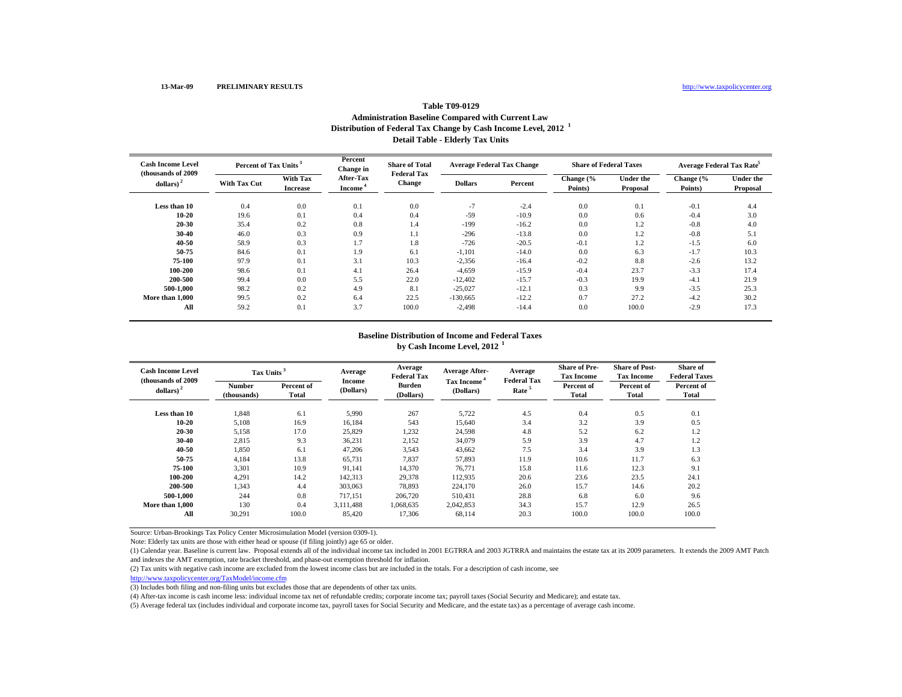13-Mar-09 **PRELIMINARY RESULTS** http://www.taxpolicycenter.org

## Table T09-0129
### Administration Baseline Compared with Current Law
### Distribution of Federal Tax Change by Cash Income Level, 2012 [1]
### Detail Table - Elderly Tax Units

| Cash Income Level (thousands of 2009 dollars) [2] | Percent of Tax Units [3] | | Percent Change in After-Tax Income [4] | Share of Total Federal Tax Change | Average Federal Tax Change | | Share of Federal Taxes | | Average Federal Tax Rate[5] | |
|---|---|---|---|---|---|---|---|---|---|---|
| | With Tax Cut | With Tax Increase | | | Dollars | Percent | Change (% Points) | Under the Proposal | Change (% Points) | Under the Proposal |
| Less than 10 | 0.4 | 0.0 | 0.1 | 0.0 | -7 | -2.4 | 0.0 | 0.1 | -0.1 | 4.4 |
| 10-20 | 19.6 | 0.1 | 0.4 | 0.4 | -59 | -10.9 | 0.0 | 0.6 | -0.4 | 3.0 |
| 20-30 | 35.4 | 0.2 | 0.8 | 1.4 | -199 | -16.2 | 0.0 | 1.2 | -0.8 | 4.0 |
| 30-40 | 46.0 | 0.3 | 0.9 | 1.1 | -296 | -13.8 | 0.0 | 1.2 | -0.8 | 5.1 |
| 40-50 | 58.9 | 0.3 | 1.7 | 1.8 | -726 | -20.5 | -0.1 | 1.2 | -1.5 | 6.0 |
| 50-75 | 84.6 | 0.1 | 1.9 | 6.1 | -1,101 | -14.0 | 0.0 | 6.3 | -1.7 | 10.3 |
| 75-100 | 97.9 | 0.1 | 3.1 | 10.3 | -2,356 | -16.4 | -0.2 | 8.8 | -2.6 | 13.2 |
| 100-200 | 98.6 | 0.1 | 4.1 | 26.4 | -4,659 | -15.9 | -0.4 | 23.7 | -3.3 | 17.4 |
| 200-500 | 99.4 | 0.0 | 5.5 | 22.0 | -12,402 | -15.7 | -0.3 | 19.9 | -4.1 | 21.9 |
| 500-1,000 | 98.2 | 0.2 | 4.9 | 8.1 | -25,027 | -12.1 | 0.3 | 9.9 | -3.5 | 25.3 |
| More than 1,000 | 99.5 | 0.2 | 6.4 | 22.5 | -130,665 | -12.2 | 0.7 | 27.2 | -4.2 | 30.2 |
| All | 59.2 | 0.1 | 3.7 | 100.0 | -2,498 | -14.4 | 0.0 | 100.0 | -2.9 | 17.3 |

### Baseline Distribution of Income and Federal Taxes
### by Cash Income Level, 2012 [1]

| Cash Income Level (thousands of 2009 dollars) [2] | Tax Units [3] | | Average Income (Dollars) | Average Federal Tax Burden (Dollars) | Average After-Tax Income [4] (Dollars) | Average Federal Tax Rate [5] | Share of Pre-Tax Income | Share of Post-Tax Income | Share of Federal Taxes |
|---|---|---|---|---|---|---|---|---|---|
| | Number (thousands) | Percent of Total | | | | | Percent of Total | Percent of Total | Percent of Total |
| Less than 10 | 1,848 | 6.1 | 5,990 | 267 | 5,722 | 4.5 | 0.4 | 0.5 | 0.1 |
| 10-20 | 5,108 | 16.9 | 16,184 | 543 | 15,640 | 3.4 | 3.2 | 3.9 | 0.5 |
| 20-30 | 5,158 | 17.0 | 25,829 | 1,232 | 24,598 | 4.8 | 5.2 | 6.2 | 1.2 |
| 30-40 | 2,815 | 9.3 | 36,231 | 2,152 | 34,079 | 5.9 | 3.9 | 4.7 | 1.2 |
| 40-50 | 1,850 | 6.1 | 47,206 | 3,543 | 43,662 | 7.5 | 3.4 | 3.9 | 1.3 |
| 50-75 | 4,184 | 13.8 | 65,731 | 7,837 | 57,893 | 11.9 | 10.6 | 11.7 | 6.3 |
| 75-100 | 3,301 | 10.9 | 91,141 | 14,370 | 76,771 | 15.8 | 11.6 | 12.3 | 9.1 |
| 100-200 | 4,291 | 14.2 | 142,313 | 29,378 | 112,935 | 20.6 | 23.6 | 23.5 | 24.1 |
| 200-500 | 1,343 | 4.4 | 303,063 | 78,893 | 224,170 | 26.0 | 15.7 | 14.6 | 20.2 |
| 500-1,000 | 244 | 0.8 | 717,151 | 206,720 | 510,431 | 28.8 | 6.8 | 6.0 | 9.6 |
| More than 1,000 | 130 | 0.4 | 3,111,488 | 1,068,635 | 2,042,853 | 34.3 | 15.7 | 12.9 | 26.5 |
| All | 30,291 | 100.0 | 85,420 | 17,306 | 68,114 | 20.3 | 100.0 | 100.0 | 100.0 |

Source: Urban-Brookings Tax Policy Center Microsimulation Model (version 0309-1).

Note: Elderly tax units are those with either head or spouse (if filing jointly) age 65 or older.

(1) Calendar year. Baseline is current law. Proposal extends all of the individual income tax included in 2001 EGTRRA and 2003 JGTRRA and maintains the estate tax at its 2009 parameters. It extends the 2009 AMT Patch and indexes the AMT exemption, rate bracket threshold, and phase-out exemption threshold for inflation.

(2) Tax units with negative cash income are excluded from the lowest income class but are included in the totals. For a description of cash income, see http://www.taxpolicycenter.org/TaxModel/income.cfm

(3) Includes both filing and non-filing units but excludes those that are dependents of other tax units.

(4) After-tax income is cash income less: individual income tax net of refundable credits; corporate income tax; payroll taxes (Social Security and Medicare); and estate tax.

(5) Average federal tax (includes individual and corporate income tax, payroll taxes for Social Security and Medicare, and the estate tax) as a percentage of average cash income.